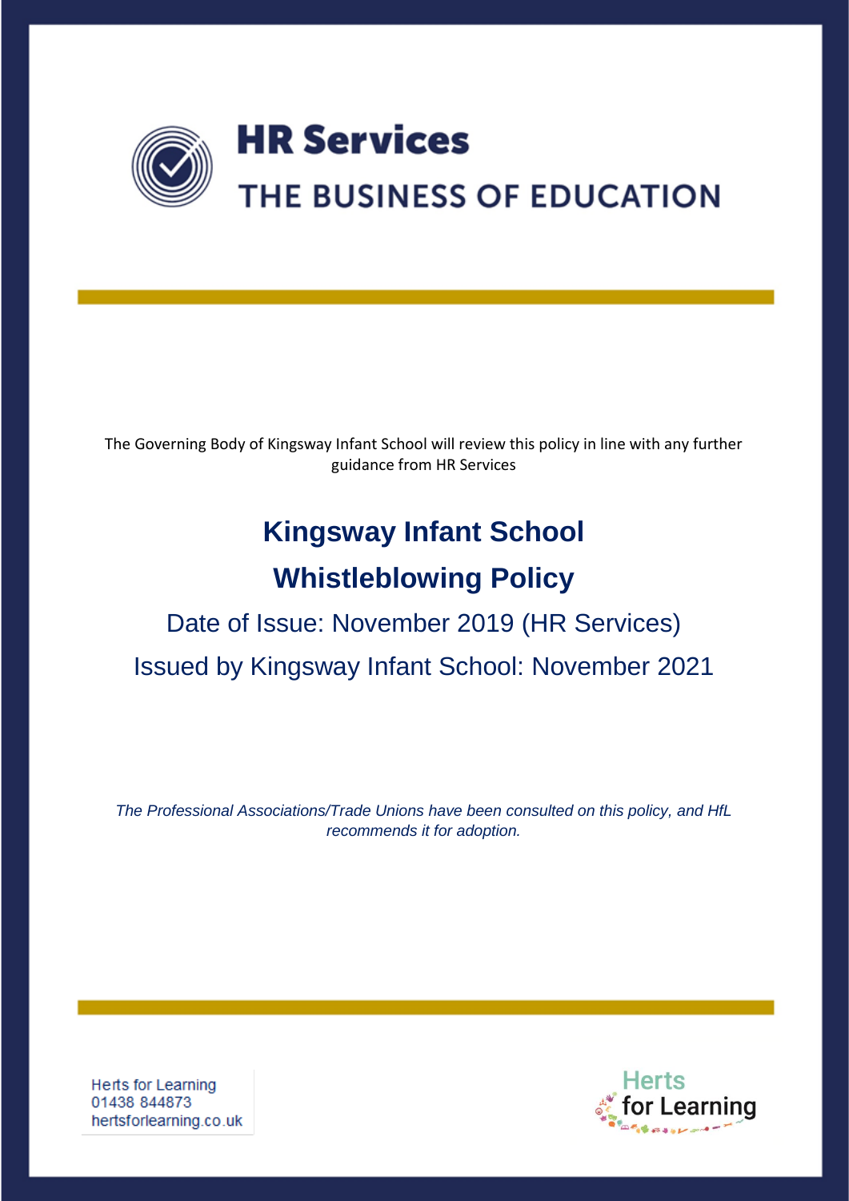**HR Services**

**THE BUSINESS OF EDUCATION**

The Governing Body of Kingsway Infant School will review this policy in line with any further guidance from HR Services

# Kingsway Infant School

# Whistleblowing Policy

## Date of Issue: November 2019 (HR Services)

## Issued by Kingsway Infant School: November 2021

*The Professional Associations/Trade Unions have been consulted on this policy, and HfL recommends it for adoption.*

Herts for Learning
01438 844873
hertsforlearning.co.uk

Herts for Learning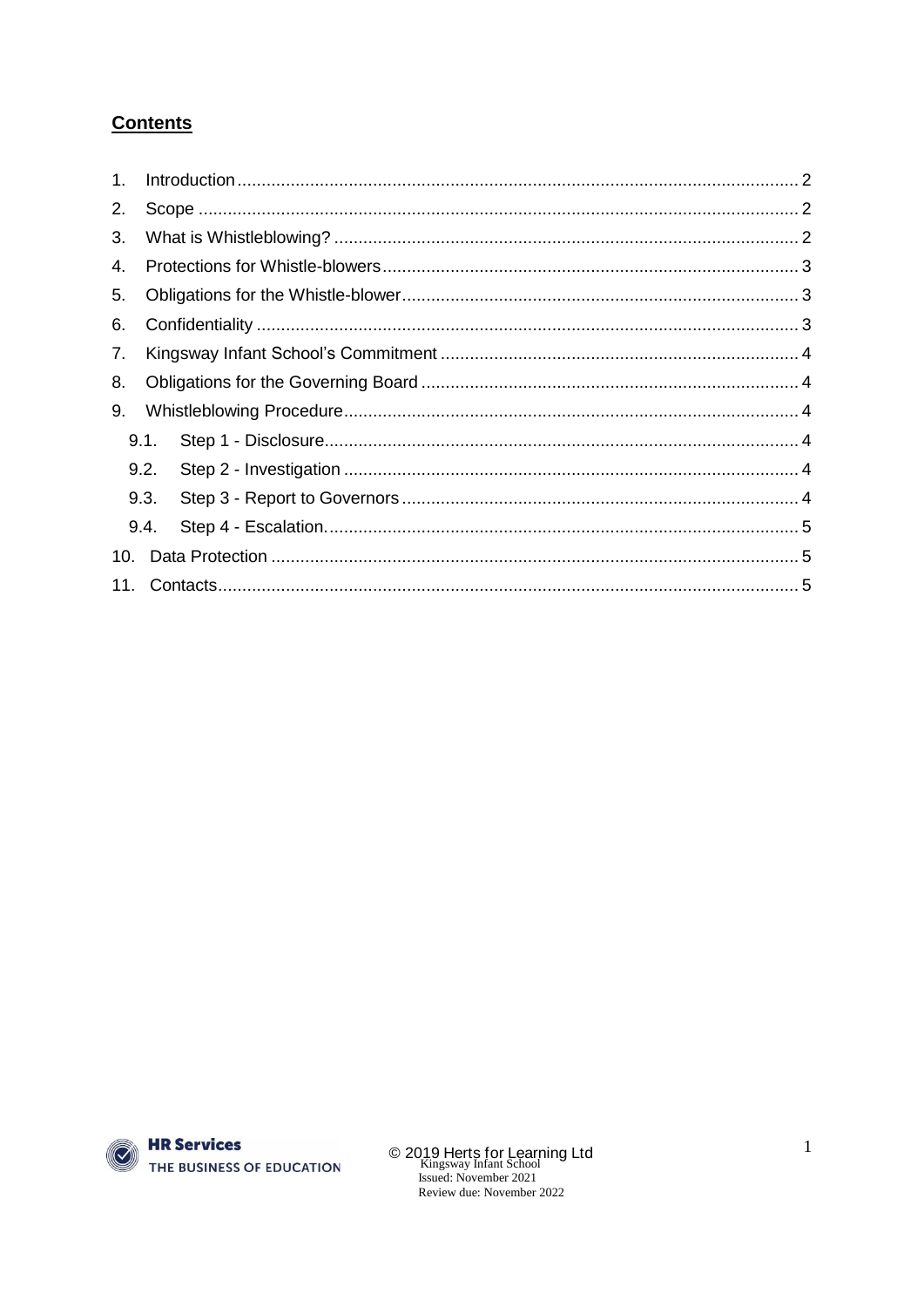## Contents

1. Introduction ........ 2
2. Scope ........ 2
3. What is Whistleblowing? ........ 2
4. Protections for Whistle-blowers ........ 3
5. Obligations for the Whistle-blower ........ 3
6. Confidentiality ........ 3
7. Kingsway Infant School's Commitment ........ 4
8. Obligations for the Governing Board ........ 4
9. Whistleblowing Procedure ........ 4
   - 9.1. Step 1 - Disclosure ........ 4
   - 9.2. Step 2 - Investigation ........ 4
   - 9.3. Step 3 - Report to Governors ........ 4
   - 9.4. Step 4 - Escalation. ........ 5
10. Data Protection ........ 5
11. Contacts ........ 5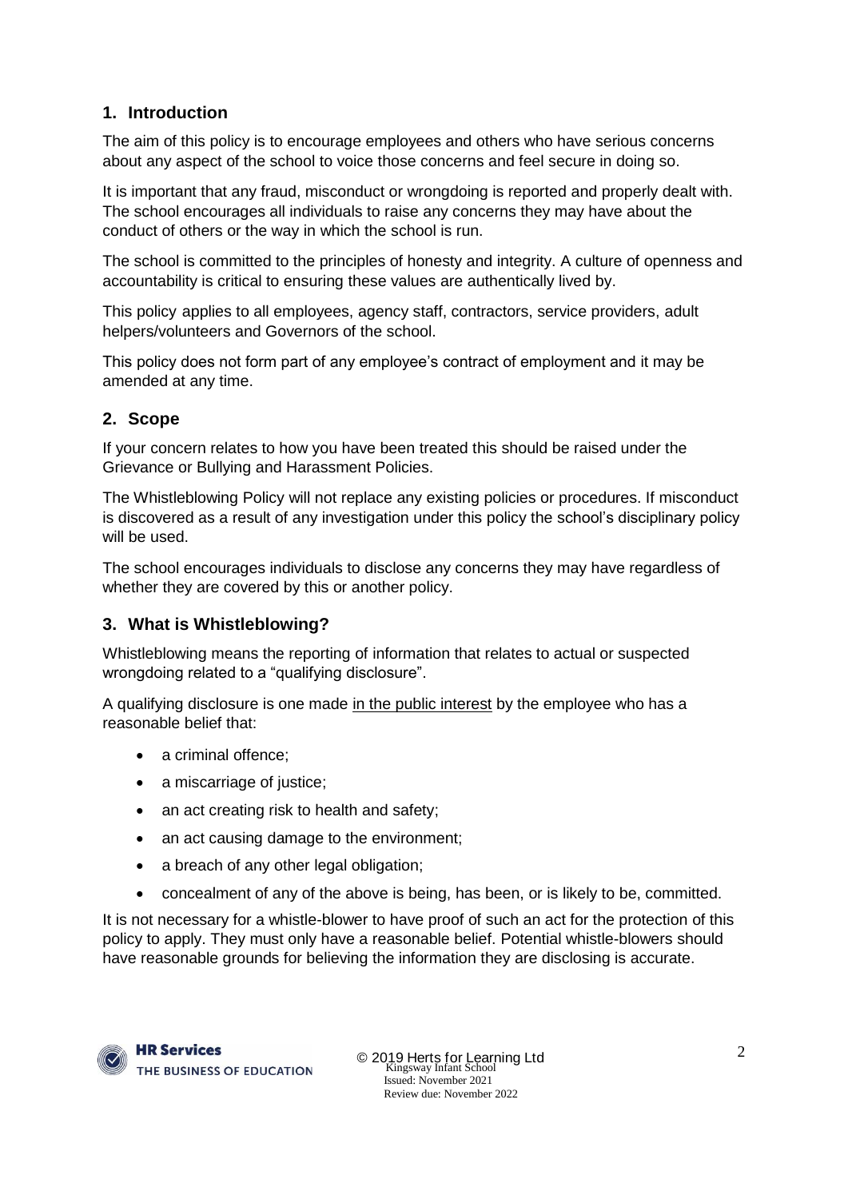## 1. Introduction

The aim of this policy is to encourage employees and others who have serious concerns about any aspect of the school to voice those concerns and feel secure in doing so.

It is important that any fraud, misconduct or wrongdoing is reported and properly dealt with. The school encourages all individuals to raise any concerns they may have about the conduct of others or the way in which the school is run.

The school is committed to the principles of honesty and integrity. A culture of openness and accountability is critical to ensuring these values are authentically lived by.

This policy applies to all employees, agency staff, contractors, service providers, adult helpers/volunteers and Governors of the school.

This policy does not form part of any employee's contract of employment and it may be amended at any time.

## 2. Scope

If your concern relates to how you have been treated this should be raised under the Grievance or Bullying and Harassment Policies.

The Whistleblowing Policy will not replace any existing policies or procedures. If misconduct is discovered as a result of any investigation under this policy the school's disciplinary policy will be used.

The school encourages individuals to disclose any concerns they may have regardless of whether they are covered by this or another policy.

## 3. What is Whistleblowing?

Whistleblowing means the reporting of information that relates to actual or suspected wrongdoing related to a "qualifying disclosure".

A qualifying disclosure is one made in the public interest by the employee who has a reasonable belief that:

- a criminal offence;
- a miscarriage of justice;
- an act creating risk to health and safety;
- an act causing damage to the environment;
- a breach of any other legal obligation;
- concealment of any of the above is being, has been, or is likely to be, committed.

It is not necessary for a whistle-blower to have proof of such an act for the protection of this policy to apply. They must only have a reasonable belief. Potential whistle-blowers should have reasonable grounds for believing the information they are disclosing is accurate.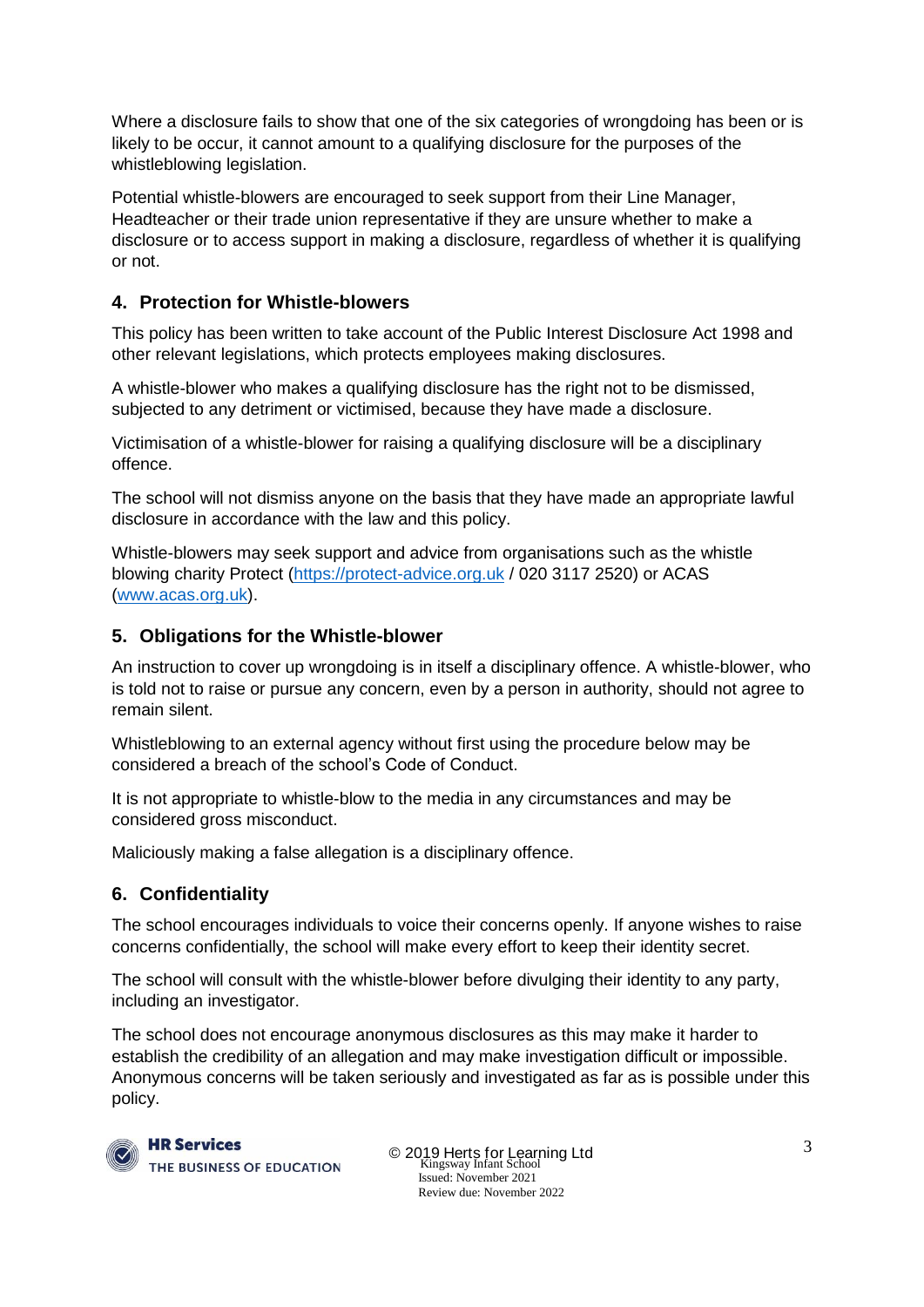Where a disclosure fails to show that one of the six categories of wrongdoing has been or is likely to be occur, it cannot amount to a qualifying disclosure for the purposes of the whistleblowing legislation.

Potential whistle-blowers are encouraged to seek support from their Line Manager, Headteacher or their trade union representative if they are unsure whether to make a disclosure or to access support in making a disclosure, regardless of whether it is qualifying or not.

## 4. Protection for Whistle-blowers

This policy has been written to take account of the Public Interest Disclosure Act 1998 and other relevant legislations, which protects employees making disclosures.

A whistle-blower who makes a qualifying disclosure has the right not to be dismissed, subjected to any detriment or victimised, because they have made a disclosure.

Victimisation of a whistle-blower for raising a qualifying disclosure will be a disciplinary offence.

The school will not dismiss anyone on the basis that they have made an appropriate lawful disclosure in accordance with the law and this policy.

Whistle-blowers may seek support and advice from organisations such as the whistle blowing charity Protect (https://protect-advice.org.uk / 020 3117 2520) or ACAS (www.acas.org.uk).

## 5. Obligations for the Whistle-blower

An instruction to cover up wrongdoing is in itself a disciplinary offence. A whistle-blower, who is told not to raise or pursue any concern, even by a person in authority, should not agree to remain silent.

Whistleblowing to an external agency without first using the procedure below may be considered a breach of the school's Code of Conduct.

It is not appropriate to whistle-blow to the media in any circumstances and may be considered gross misconduct.

Maliciously making a false allegation is a disciplinary offence.

## 6. Confidentiality

The school encourages individuals to voice their concerns openly. If anyone wishes to raise concerns confidentially, the school will make every effort to keep their identity secret.

The school will consult with the whistle-blower before divulging their identity to any party, including an investigator.

The school does not encourage anonymous disclosures as this may make it harder to establish the credibility of an allegation and may make investigation difficult or impossible. Anonymous concerns will be taken seriously and investigated as far as is possible under this policy.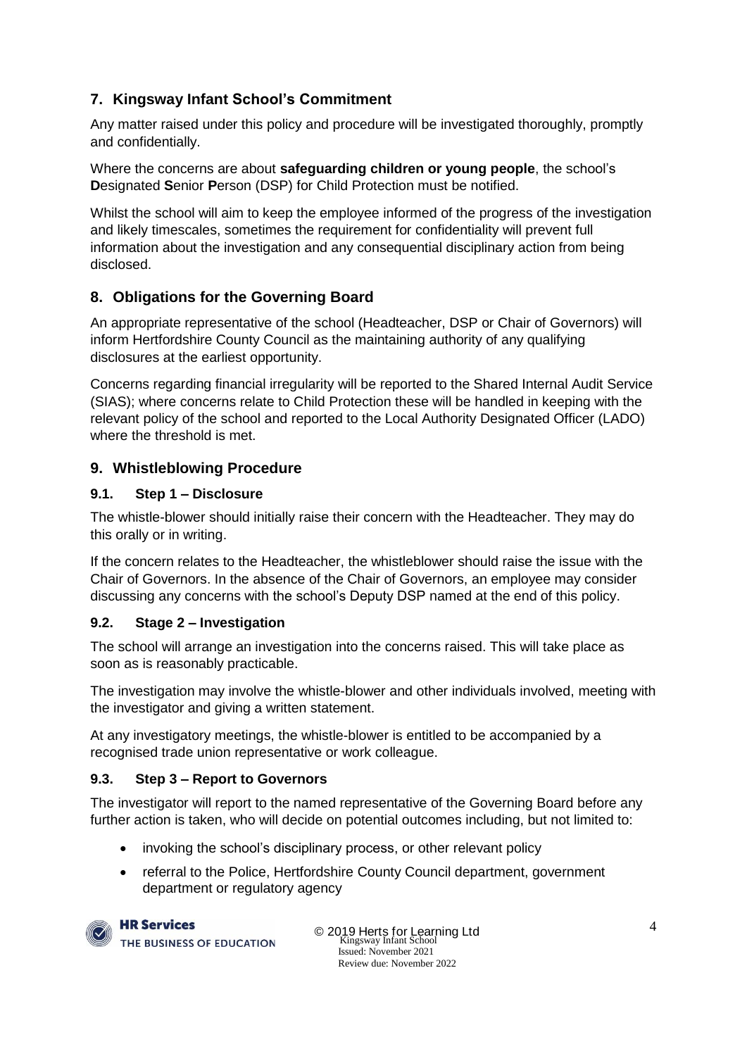## 7. Kingsway Infant School's Commitment

Any matter raised under this policy and procedure will be investigated thoroughly, promptly and confidentially.

Where the concerns are about **safeguarding children or young people**, the school's **D**esignated **S**enior **P**erson (DSP) for Child Protection must be notified.

Whilst the school will aim to keep the employee informed of the progress of the investigation and likely timescales, sometimes the requirement for confidentiality will prevent full information about the investigation and any consequential disciplinary action from being disclosed.

## 8. Obligations for the Governing Board

An appropriate representative of the school (Headteacher, DSP or Chair of Governors) will inform Hertfordshire County Council as the maintaining authority of any qualifying disclosures at the earliest opportunity.

Concerns regarding financial irregularity will be reported to the Shared Internal Audit Service (SIAS); where concerns relate to Child Protection these will be handled in keeping with the relevant policy of the school and reported to the Local Authority Designated Officer (LADO) where the threshold is met.

## 9. Whistleblowing Procedure

### 9.1. Step 1 – Disclosure

The whistle-blower should initially raise their concern with the Headteacher. They may do this orally or in writing.

If the concern relates to the Headteacher, the whistleblower should raise the issue with the Chair of Governors. In the absence of the Chair of Governors, an employee may consider discussing any concerns with the school's Deputy DSP named at the end of this policy.

### 9.2. Stage 2 – Investigation

The school will arrange an investigation into the concerns raised. This will take place as soon as is reasonably practicable.

The investigation may involve the whistle-blower and other individuals involved, meeting with the investigator and giving a written statement.

At any investigatory meetings, the whistle-blower is entitled to be accompanied by a recognised trade union representative or work colleague.

### 9.3. Step 3 – Report to Governors

The investigator will report to the named representative of the Governing Board before any further action is taken, who will decide on potential outcomes including, but not limited to:

- invoking the school's disciplinary process, or other relevant policy
- referral to the Police, Hertfordshire County Council department, government department or regulatory agency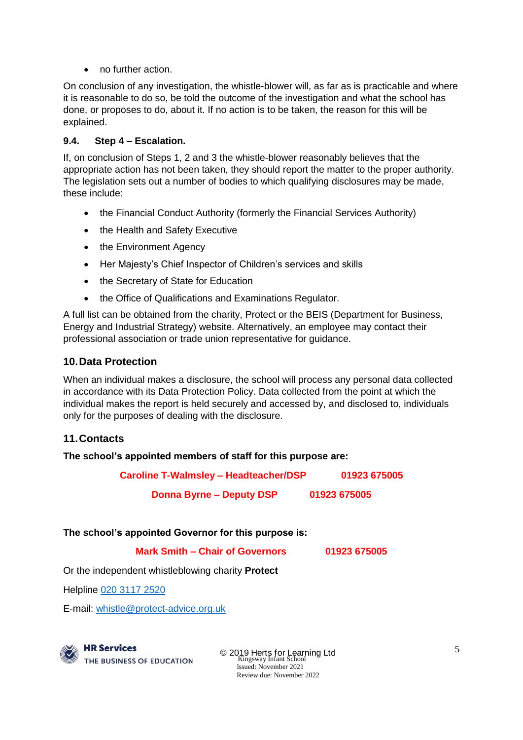- no further action.

On conclusion of any investigation, the whistle-blower will, as far as is practicable and where it is reasonable to do so, be told the outcome of the investigation and what the school has done, or proposes to do, about it. If no action is to be taken, the reason for this will be explained.

### 9.4. Step 4 – Escalation.

If, on conclusion of Steps 1, 2 and 3 the whistle-blower reasonably believes that the appropriate action has not been taken, they should report the matter to the proper authority. The legislation sets out a number of bodies to which qualifying disclosures may be made, these include:

- the Financial Conduct Authority (formerly the Financial Services Authority)
- the Health and Safety Executive
- the Environment Agency
- Her Majesty's Chief Inspector of Children's services and skills
- the Secretary of State for Education
- the Office of Qualifications and Examinations Regulator.

A full list can be obtained from the charity, Protect or the BEIS (Department for Business, Energy and Industrial Strategy) website. Alternatively, an employee may contact their professional association or trade union representative for guidance.

## 10. Data Protection

When an individual makes a disclosure, the school will process any personal data collected in accordance with its Data Protection Policy. Data collected from the point at which the individual makes the report is held securely and accessed by, and disclosed to, individuals only for the purposes of dealing with the disclosure.

## 11. Contacts

**The school's appointed members of staff for this purpose are:**

**Caroline T-Walmsley – Headteacher/DSP 01923 675005**

**Donna Byrne – Deputy DSP 01923 675005**

**The school's appointed Governor for this purpose is:**

**Mark Smith – Chair of Governors 01923 675005**

Or the independent whistleblowing charity **Protect**

Helpline 020 3117 2520

E-mail: whistle@protect-advice.org.uk